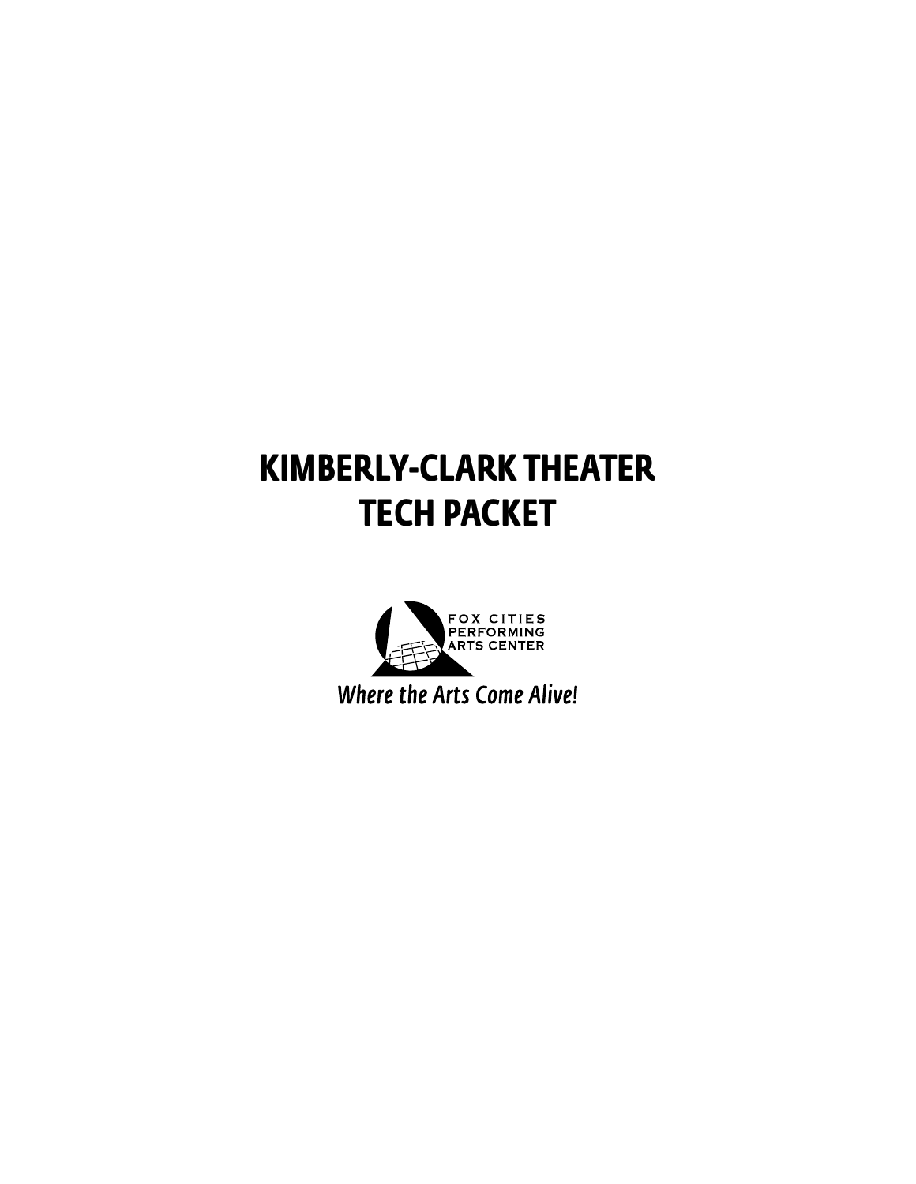# KIMBERLY-CLARK THEATER
# TECH PACKET

FOX CITIES
PERFORMING
ARTS CENTER

*Where the Arts Come Alive!*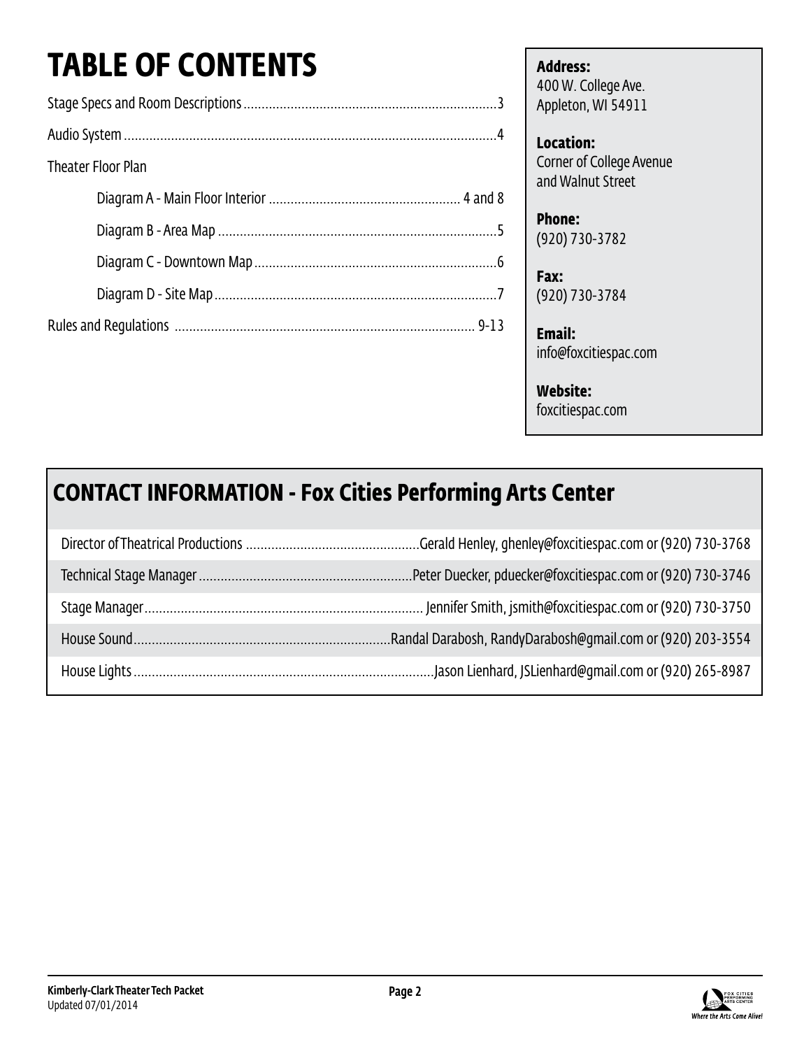# TABLE OF CONTENTS

Stage Specs and Room Descriptions ........................................ 3

Audio System ........................................ 4

Theater Floor Plan

- Diagram A - Main Floor Interior ........................................ 4 and 8
- Diagram B - Area Map ........................................ 5
- Diagram C - Downtown Map ........................................ 6
- Diagram D - Site Map ........................................ 7

Rules and Regulations ........................................ 9-13

**Address:**
400 W. College Ave.
Appleton, WI 54911

**Location:**
Corner of College Avenue and Walnut Street

**Phone:**
(920) 730-3782

**Fax:**
(920) 730-3784

**Email:**
info@foxcitiespac.com

**Website:**
foxcitiespac.com

## CONTACT INFORMATION - Fox Cities Performing Arts Center

| Role | Contact |
|---|---|
| Director of Theatrical Productions | Gerald Henley, ghenley@foxcitiespac.com or (920) 730-3768 |
| Technical Stage Manager | Peter Duecker, pduecker@foxcitiespac.com or (920) 730-3746 |
| Stage Manager | Jennifer Smith, jsmith@foxcitiespac.com or (920) 730-3750 |
| House Sound | Randal Darabosh, RandyDarabosh@gmail.com or (920) 203-3554 |
| House Lights | Jason Lienhard, JSLienhard@gmail.com or (920) 265-8987 |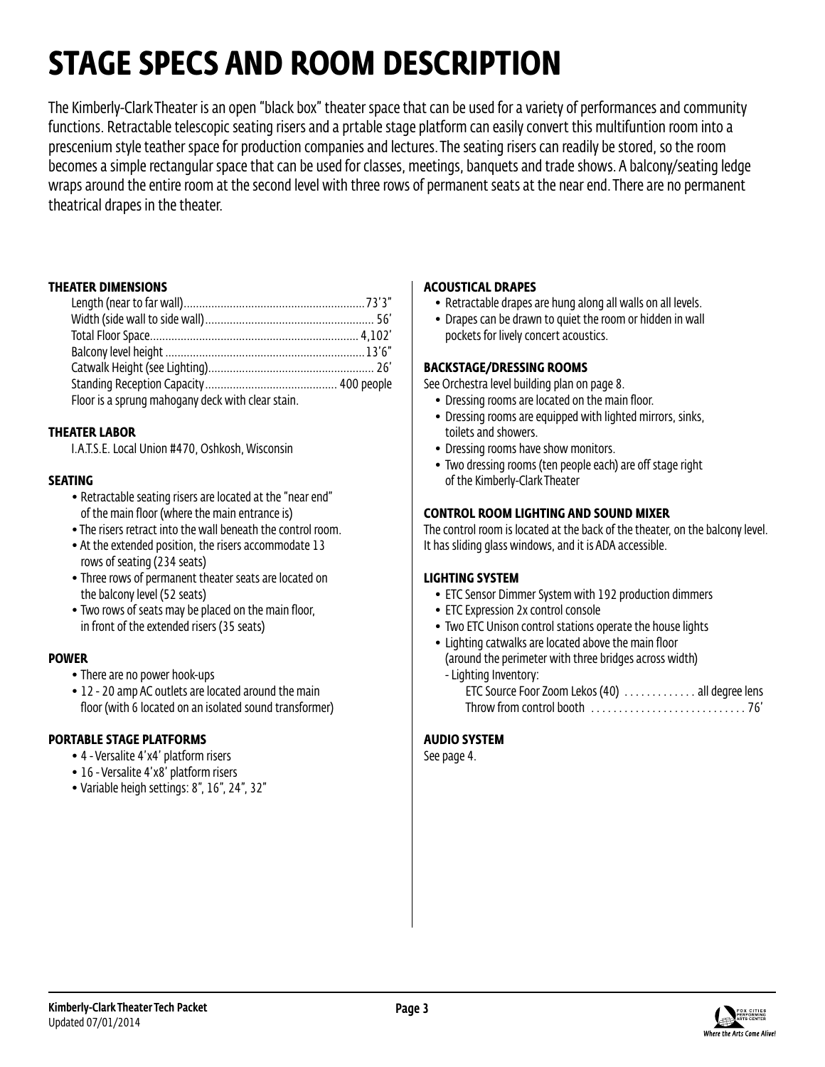# STAGE SPECS AND ROOM DESCRIPTION

The Kimberly-Clark Theater is an open "black box" theater space that can be used for a variety of performances and community functions. Retractable telescopic seating risers and a prtable stage platform can easily convert this multifuntion room into a prescenium style teather space for production companies and lectures. The seating risers can readily be stored, so the room becomes a simple rectangular space that can be used for classes, meetings, banquets and trade shows. A balcony/seating ledge wraps around the entire room at the second level with three rows of permanent seats at the near end. There are no permanent theatrical drapes in the theater.

### THEATER DIMENSIONS

Length (near to far wall)........................................................73'3"
Width (side wall to side wall)...................................................... 56'
Total Floor Space................................................................... 4,102'
Balcony level height ................................................................13'6"
Catwalk Height (see Lighting)..................................................... 26'
Standing Reception Capacity.......................................... 400 people
Floor is a sprung mahogany deck with clear stain.

### THEATER LABOR

I.A.T.S.E. Local Union #470, Oshkosh, Wisconsin

### SEATING

- Retractable seating risers are located at the "near end" of the main floor (where the main entrance is)
- The risers retract into the wall beneath the control room.
- At the extended position, the risers accommodate 13 rows of seating (234 seats)
- Three rows of permanent theater seats are located on the balcony level (52 seats)
- Two rows of seats may be placed on the main floor, in front of the extended risers (35 seats)

### POWER

- There are no power hook-ups
- 12 - 20 amp AC outlets are located around the main floor (with 6 located on an isolated sound transformer)

### PORTABLE STAGE PLATFORMS

- 4 - Versalite 4'x4' platform risers
- 16 - Versalite 4'x8' platform risers
- Variable heigh settings: 8", 16", 24", 32"

### ACOUSTICAL DRAPES

- Retractable drapes are hung along all walls on all levels.
- Drapes can be drawn to quiet the room or hidden in wall pockets for lively concert acoustics.

### BACKSTAGE/DRESSING ROOMS

See Orchestra level building plan on page 8.

- Dressing rooms are located on the main floor.
- Dressing rooms are equipped with lighted mirrors, sinks, toilets and showers.
- Dressing rooms have show monitors.
- Two dressing rooms (ten people each) are off stage right of the Kimberly-Clark Theater

### CONTROL ROOM LIGHTING AND SOUND MIXER

The control room is located at the back of the theater, on the balcony level. It has sliding glass windows, and it is ADA accessible.

### LIGHTING SYSTEM

- ETC Sensor Dimmer System with 192 production dimmers
- ETC Expression 2x control console
- Two ETC Unison control stations operate the house lights
- Lighting catwalks are located above the main floor (around the perimeter with three bridges across width)
  - Lighting Inventory:
    - ETC Source Foor Zoom Lekos (40) ............. all degree lens
    - Throw from control booth ............................ 76'

### AUDIO SYSTEM

See page 4.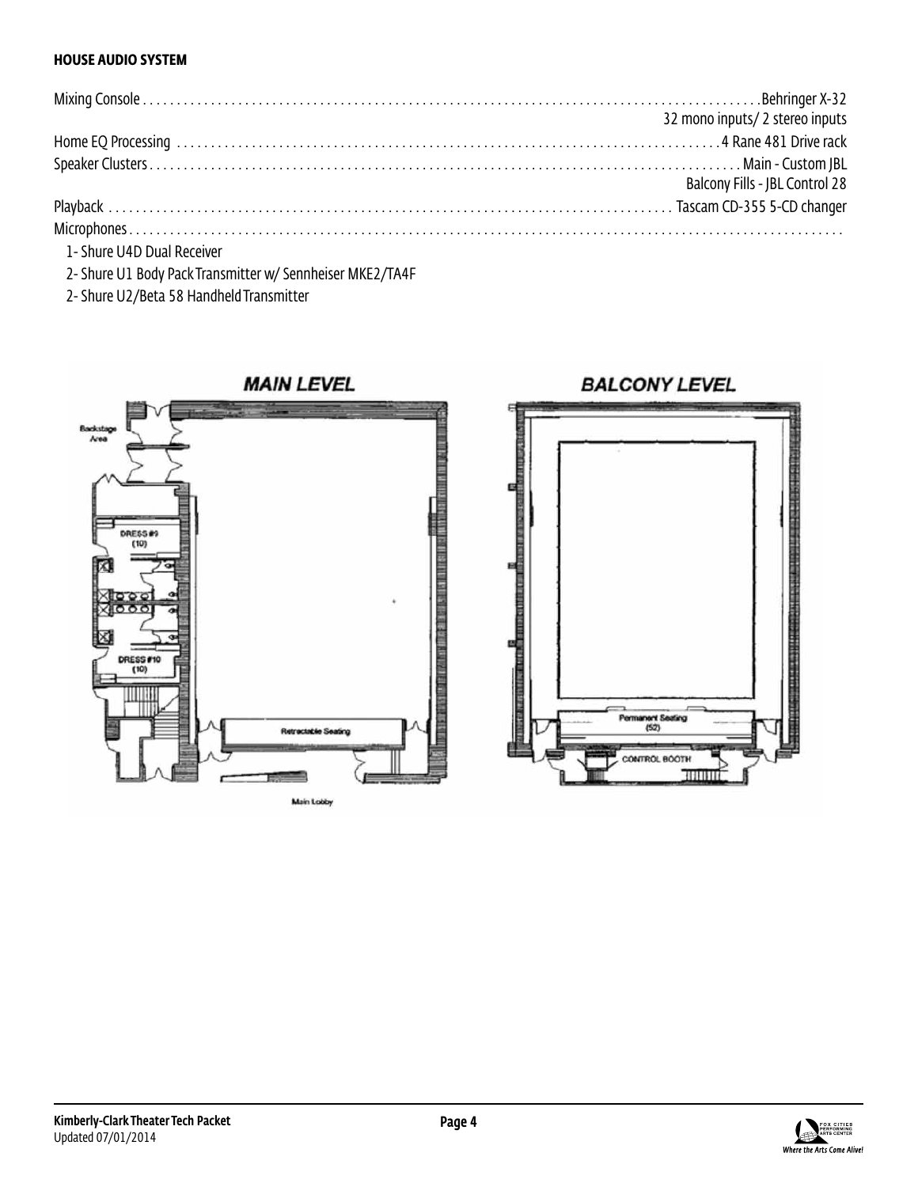**HOUSE AUDIO SYSTEM**

| | |
|---|---|
| Mixing Console | Behringer X-32<br>32 mono inputs/ 2 stereo inputs |
| Home EQ Processing | 4 Rane 481 Drive rack |
| Speaker Clusters | Main - Custom JBL<br>Balcony Fills - JBL Control 28 |
| Playback | Tascam CD-355 5-CD changer |
| Microphones | |

- 1- Shure U4D Dual Receiver
- 2- Shure U1 Body Pack Transmitter w/ Sennheiser MKE2/TA4F
- 2- Shure U2/Beta 58 Handheld Transmitter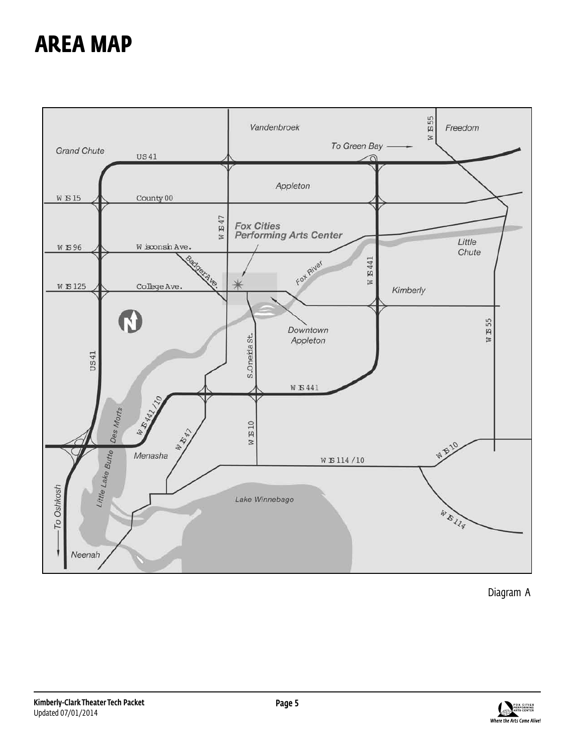# AREA MAP

Diagram A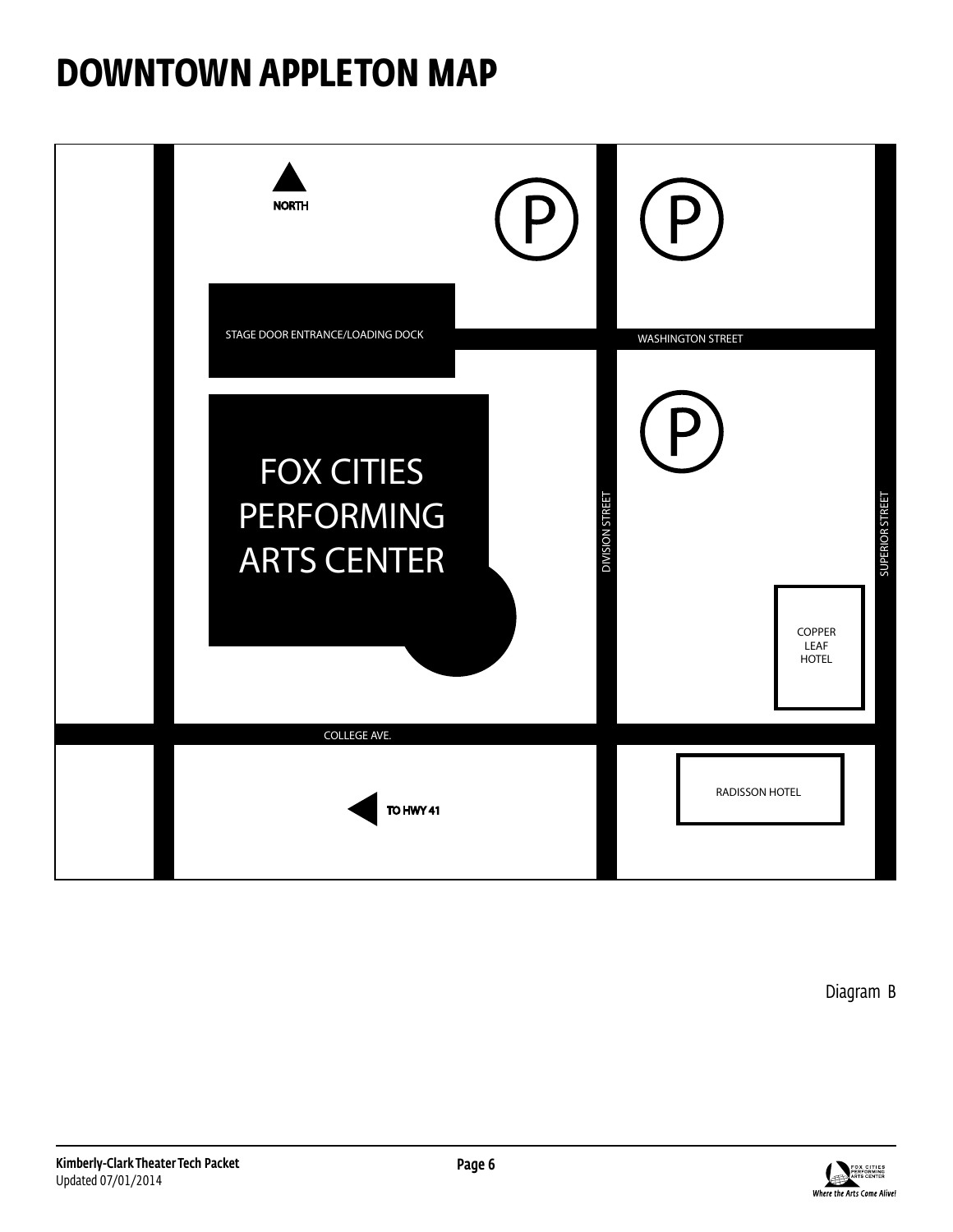# DOWNTOWN APPLETON MAP

NORTH

P

P

STAGE DOOR ENTRANCE/LOADING DOCK

WASHINGTON STREET

P

FOX CITIES PERFORMING ARTS CENTER

DIVISION STREET

SUPERIOR STREET

COPPER LEAF HOTEL

COLLEGE AVE.

RADISSON HOTEL

TO HWY 41

Diagram B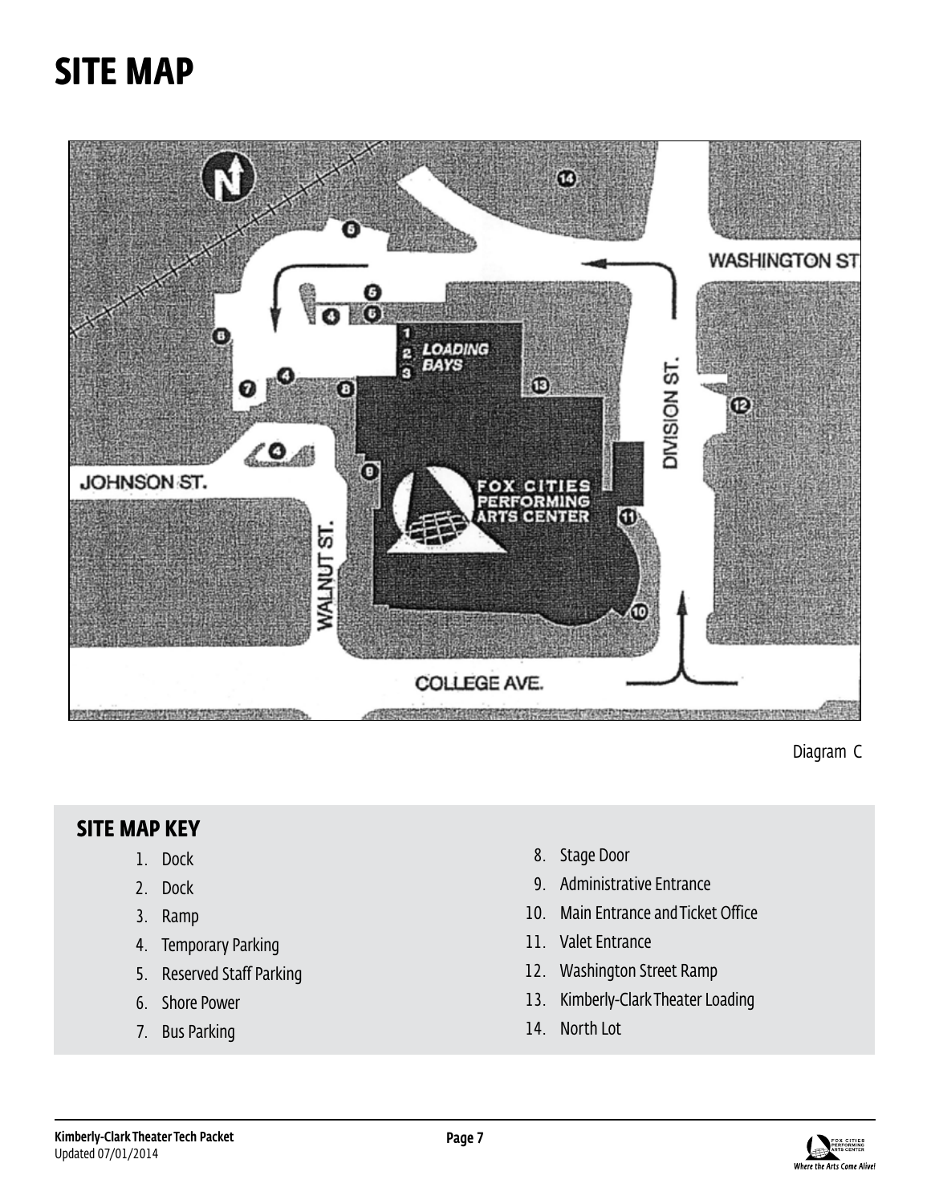# SITE MAP

Diagram C

## SITE MAP KEY

1. Dock
2. Dock
3. Ramp
4. Temporary Parking
5. Reserved Staff Parking
6. Shore Power
7. Bus Parking
8. Stage Door
9. Administrative Entrance
10. Main Entrance and Ticket Office
11. Valet Entrance
12. Washington Street Ramp
13. Kimberly-Clark Theater Loading
14. North Lot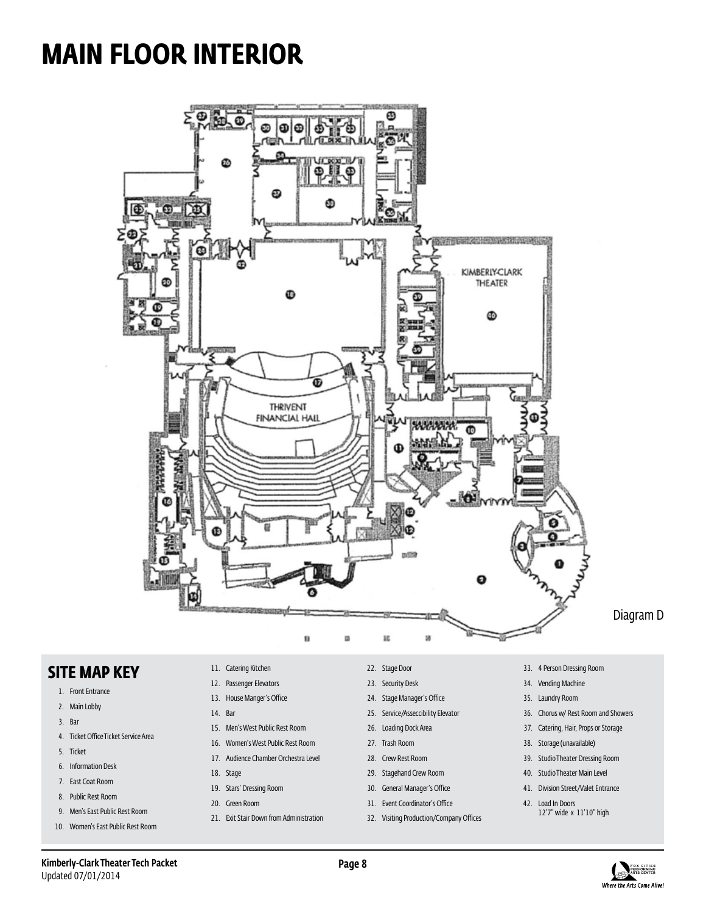# MAIN FLOOR INTERIOR

KIMBERLY-CLARK THEATER

THRIVENT FINANCIAL HALL

Diagram D

## SITE MAP KEY

1. Front Entrance
2. Main Lobby
3. Bar
4. Ticket Office Ticket Service Area
5. Ticket
6. Information Desk
7. East Coat Room
8. Public Rest Room
9. Men's East Public Rest Room
10. Women's East Public Rest Room
11. Catering Kitchen
12. Passenger Elevators
13. House Manger's Office
14. Bar
15. Men's West Public Rest Room
16. Women's West Public Rest Room
17. Audience Chamber Orchestra Level
18. Stage
19. Stars' Dressing Room
20. Green Room
21. Exit Stair Down from Administration
22. Stage Door
23. Security Desk
24. Stage Manager's Office
25. Service/Asseccibility Elevator
26. Loading Dock Area
27. Trash Room
28. Crew Rest Room
29. Stagehand Crew Room
30. General Manager's Office
31. Event Coordinator's Office
32. Visiting Production/Company Offices
33. 4 Person Dressing Room
34. Vending Machine
35. Laundry Room
36. Chorus w/ Rest Room and Showers
37. Catering, Hair, Props or Storage
38. Storage (unavailable)
39. Studio Theater Dressing Room
40. Studio Theater Main Level
41. Division Street/Valet Entrance
42. Load In Doors
    12'7" wide x 11'10" high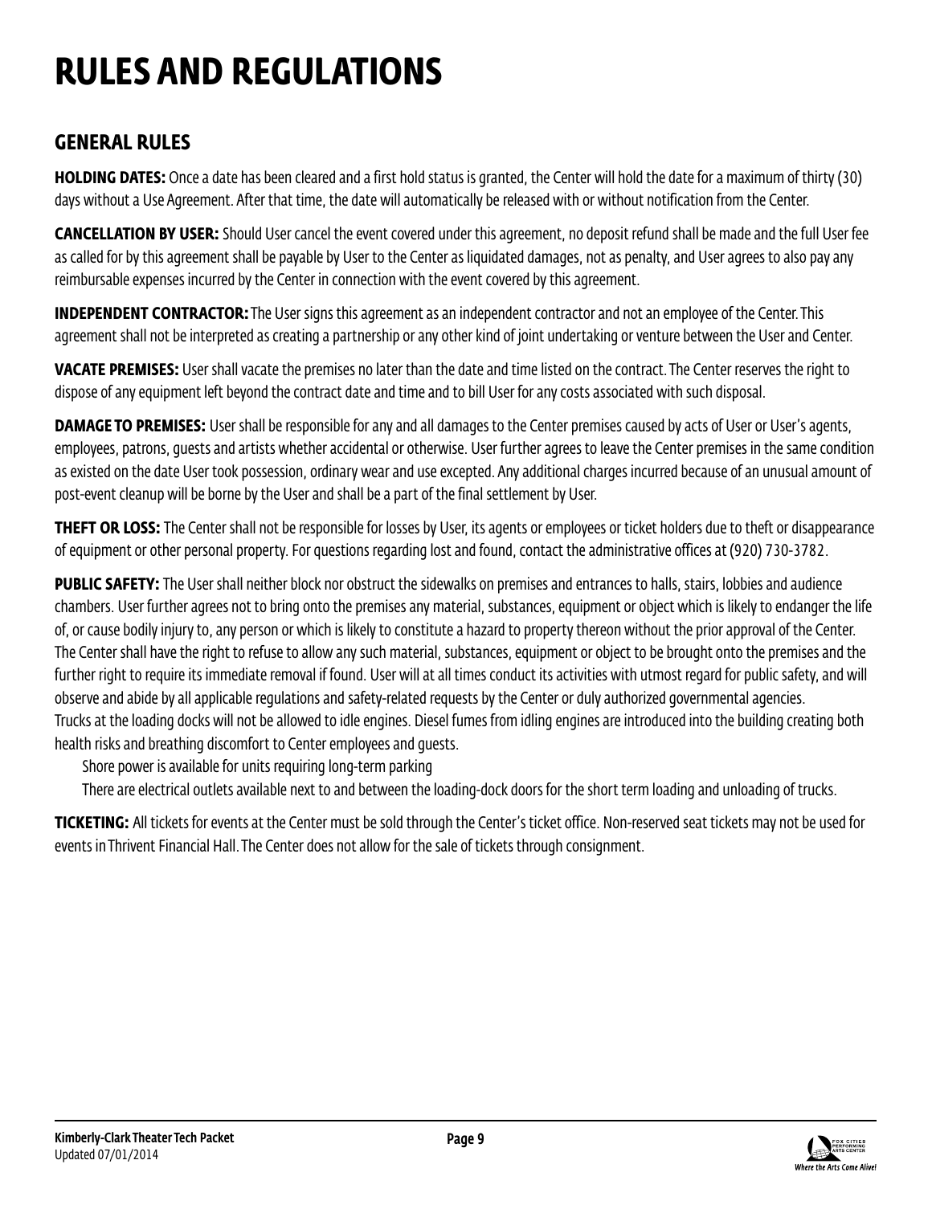# RULES AND REGULATIONS

## GENERAL RULES

**HOLDING DATES:** Once a date has been cleared and a first hold status is granted, the Center will hold the date for a maximum of thirty (30) days without a Use Agreement. After that time, the date will automatically be released with or without notification from the Center.

**CANCELLATION BY USER:** Should User cancel the event covered under this agreement, no deposit refund shall be made and the full User fee as called for by this agreement shall be payable by User to the Center as liquidated damages, not as penalty, and User agrees to also pay any reimbursable expenses incurred by the Center in connection with the event covered by this agreement.

**INDEPENDENT CONTRACTOR:** The User signs this agreement as an independent contractor and not an employee of the Center. This agreement shall not be interpreted as creating a partnership or any other kind of joint undertaking or venture between the User and Center.

**VACATE PREMISES:** User shall vacate the premises no later than the date and time listed on the contract. The Center reserves the right to dispose of any equipment left beyond the contract date and time and to bill User for any costs associated with such disposal.

**DAMAGE TO PREMISES:** User shall be responsible for any and all damages to the Center premises caused by acts of User or User's agents, employees, patrons, guests and artists whether accidental or otherwise. User further agrees to leave the Center premises in the same condition as existed on the date User took possession, ordinary wear and use excepted. Any additional charges incurred because of an unusual amount of post-event cleanup will be borne by the User and shall be a part of the final settlement by User.

**THEFT OR LOSS:** The Center shall not be responsible for losses by User, its agents or employees or ticket holders due to theft or disappearance of equipment or other personal property. For questions regarding lost and found, contact the administrative offices at (920) 730-3782.

**PUBLIC SAFETY:** The User shall neither block nor obstruct the sidewalks on premises and entrances to halls, stairs, lobbies and audience chambers. User further agrees not to bring onto the premises any material, substances, equipment or object which is likely to endanger the life of, or cause bodily injury to, any person or which is likely to constitute a hazard to property thereon without the prior approval of the Center. The Center shall have the right to refuse to allow any such material, substances, equipment or object to be brought onto the premises and the further right to require its immediate removal if found. User will at all times conduct its activities with utmost regard for public safety, and will observe and abide by all applicable regulations and safety-related requests by the Center or duly authorized governmental agencies.
Trucks at the loading docks will not be allowed to idle engines. Diesel fumes from idling engines are introduced into the building creating both health risks and breathing discomfort to Center employees and guests.

Shore power is available for units requiring long-term parking

There are electrical outlets available next to and between the loading-dock doors for the short term loading and unloading of trucks.

**TICKETING:** All tickets for events at the Center must be sold through the Center's ticket office. Non-reserved seat tickets may not be used for events in Thrivent Financial Hall. The Center does not allow for the sale of tickets through consignment.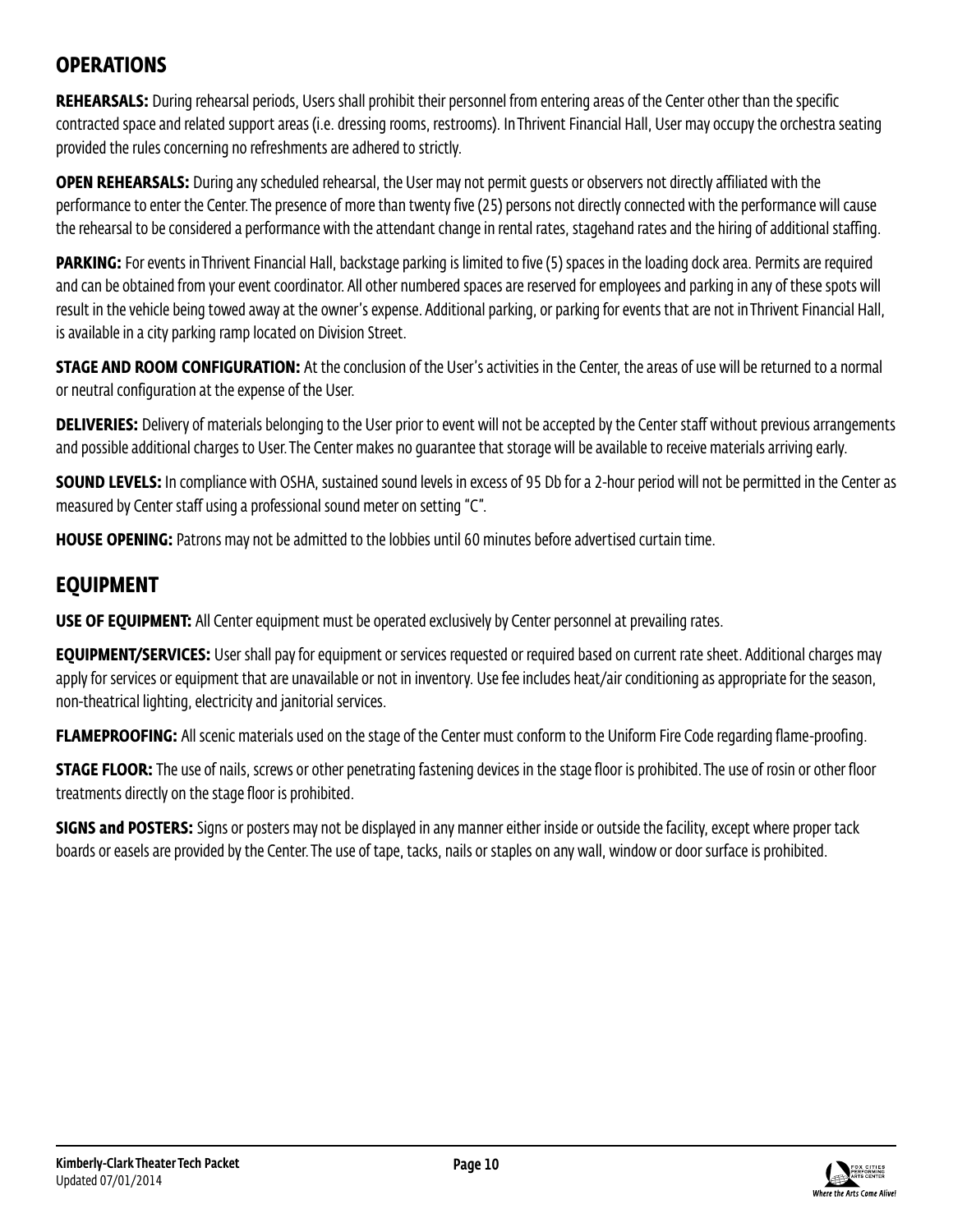## OPERATIONS

**REHEARSALS:** During rehearsal periods, Users shall prohibit their personnel from entering areas of the Center other than the specific contracted space and related support areas (i.e. dressing rooms, restrooms). In Thrivent Financial Hall, User may occupy the orchestra seating provided the rules concerning no refreshments are adhered to strictly.

**OPEN REHEARSALS:** During any scheduled rehearsal, the User may not permit guests or observers not directly affiliated with the performance to enter the Center. The presence of more than twenty five (25) persons not directly connected with the performance will cause the rehearsal to be considered a performance with the attendant change in rental rates, stagehand rates and the hiring of additional staffing.

**PARKING:** For events in Thrivent Financial Hall, backstage parking is limited to five (5) spaces in the loading dock area. Permits are required and can be obtained from your event coordinator. All other numbered spaces are reserved for employees and parking in any of these spots will result in the vehicle being towed away at the owner's expense. Additional parking, or parking for events that are not in Thrivent Financial Hall, is available in a city parking ramp located on Division Street.

**STAGE AND ROOM CONFIGURATION:** At the conclusion of the User's activities in the Center, the areas of use will be returned to a normal or neutral configuration at the expense of the User.

**DELIVERIES:** Delivery of materials belonging to the User prior to event will not be accepted by the Center staff without previous arrangements and possible additional charges to User. The Center makes no guarantee that storage will be available to receive materials arriving early.

**SOUND LEVELS:** In compliance with OSHA, sustained sound levels in excess of 95 Db for a 2-hour period will not be permitted in the Center as measured by Center staff using a professional sound meter on setting "C".

**HOUSE OPENING:** Patrons may not be admitted to the lobbies until 60 minutes before advertised curtain time.

## EQUIPMENT

**USE OF EQUIPMENT:** All Center equipment must be operated exclusively by Center personnel at prevailing rates.

**EQUIPMENT/SERVICES:** User shall pay for equipment or services requested or required based on current rate sheet. Additional charges may apply for services or equipment that are unavailable or not in inventory. Use fee includes heat/air conditioning as appropriate for the season, non-theatrical lighting, electricity and janitorial services.

**FLAMEPROOFING:** All scenic materials used on the stage of the Center must conform to the Uniform Fire Code regarding flame-proofing.

**STAGE FLOOR:** The use of nails, screws or other penetrating fastening devices in the stage floor is prohibited. The use of rosin or other floor treatments directly on the stage floor is prohibited.

**SIGNS and POSTERS:** Signs or posters may not be displayed in any manner either inside or outside the facility, except where proper tack boards or easels are provided by the Center. The use of tape, tacks, nails or staples on any wall, window or door surface is prohibited.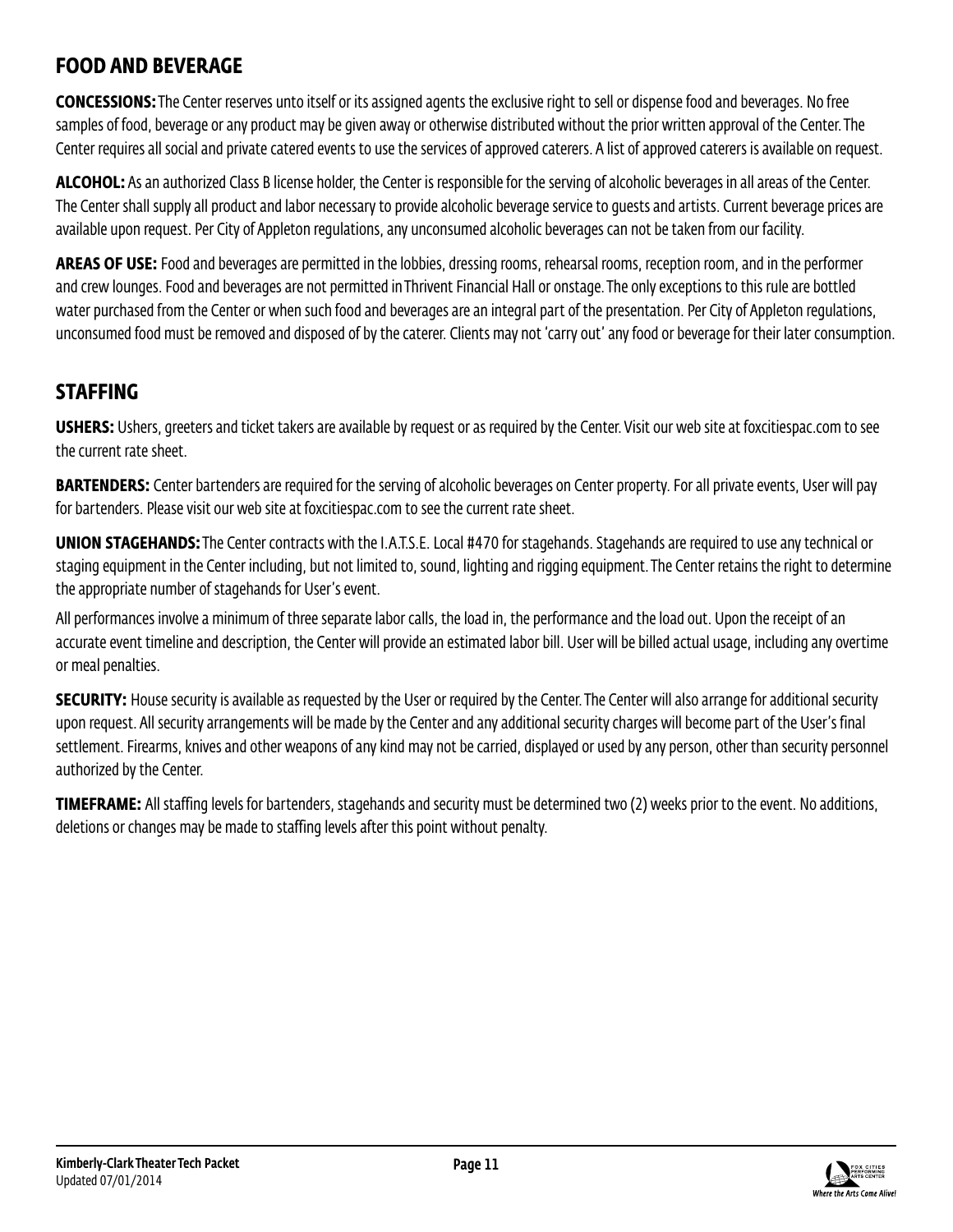## FOOD AND BEVERAGE

**CONCESSIONS:** The Center reserves unto itself or its assigned agents the exclusive right to sell or dispense food and beverages. No free samples of food, beverage or any product may be given away or otherwise distributed without the prior written approval of the Center. The Center requires all social and private catered events to use the services of approved caterers. A list of approved caterers is available on request.

**ALCOHOL:** As an authorized Class B license holder, the Center is responsible for the serving of alcoholic beverages in all areas of the Center. The Center shall supply all product and labor necessary to provide alcoholic beverage service to guests and artists. Current beverage prices are available upon request. Per City of Appleton regulations, any unconsumed alcoholic beverages can not be taken from our facility.

**AREAS OF USE:** Food and beverages are permitted in the lobbies, dressing rooms, rehearsal rooms, reception room, and in the performer and crew lounges. Food and beverages are not permitted in Thrivent Financial Hall or onstage. The only exceptions to this rule are bottled water purchased from the Center or when such food and beverages are an integral part of the presentation. Per City of Appleton regulations, unconsumed food must be removed and disposed of by the caterer. Clients may not 'carry out' any food or beverage for their later consumption.

## STAFFING

**USHERS:** Ushers, greeters and ticket takers are available by request or as required by the Center. Visit our web site at foxcitiespac.com to see the current rate sheet.

**BARTENDERS:** Center bartenders are required for the serving of alcoholic beverages on Center property. For all private events, User will pay for bartenders. Please visit our web site at foxcitiespac.com to see the current rate sheet.

**UNION STAGEHANDS:** The Center contracts with the I.A.T.S.E. Local #470 for stagehands. Stagehands are required to use any technical or staging equipment in the Center including, but not limited to, sound, lighting and rigging equipment. The Center retains the right to determine the appropriate number of stagehands for User's event.

All performances involve a minimum of three separate labor calls, the load in, the performance and the load out. Upon the receipt of an accurate event timeline and description, the Center will provide an estimated labor bill. User will be billed actual usage, including any overtime or meal penalties.

**SECURITY:** House security is available as requested by the User or required by the Center. The Center will also arrange for additional security upon request. All security arrangements will be made by the Center and any additional security charges will become part of the User's final settlement. Firearms, knives and other weapons of any kind may not be carried, displayed or used by any person, other than security personnel authorized by the Center.

**TIMEFRAME:** All staffing levels for bartenders, stagehands and security must be determined two (2) weeks prior to the event. No additions, deletions or changes may be made to staffing levels after this point without penalty.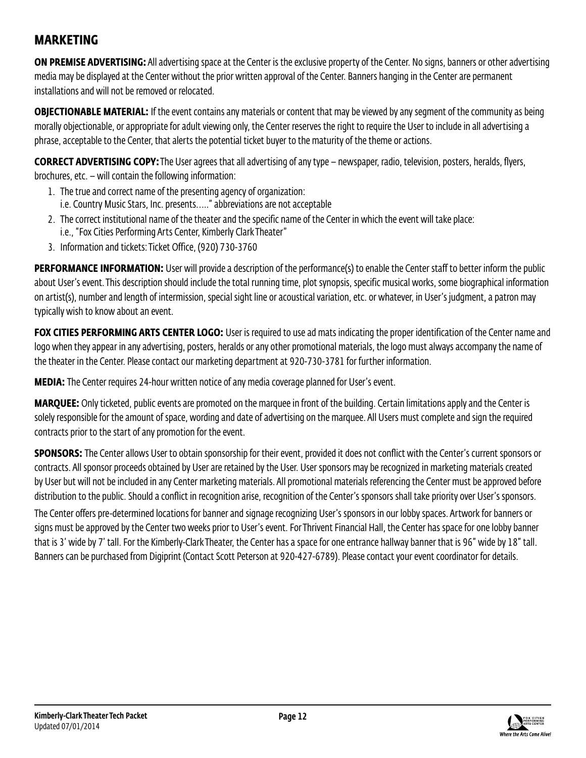## MARKETING

**ON PREMISE ADVERTISING:** All advertising space at the Center is the exclusive property of the Center. No signs, banners or other advertising media may be displayed at the Center without the prior written approval of the Center. Banners hanging in the Center are permanent installations and will not be removed or relocated.

**OBJECTIONABLE MATERIAL:** If the event contains any materials or content that may be viewed by any segment of the community as being morally objectionable, or appropriate for adult viewing only, the Center reserves the right to require the User to include in all advertising a phrase, acceptable to the Center, that alerts the potential ticket buyer to the maturity of the theme or actions.

**CORRECT ADVERTISING COPY:** The User agrees that all advertising of any type – newspaper, radio, television, posters, heralds, flyers, brochures, etc. – will contain the following information:

1. The true and correct name of the presenting agency of organization:
   i.e. Country Music Stars, Inc. presents….." abbreviations are not acceptable
2. The correct institutional name of the theater and the specific name of the Center in which the event will take place:
   i.e., "Fox Cities Performing Arts Center, Kimberly Clark Theater"
3. Information and tickets: Ticket Office, (920) 730-3760

**PERFORMANCE INFORMATION:** User will provide a description of the performance(s) to enable the Center staff to better inform the public about User's event. This description should include the total running time, plot synopsis, specific musical works, some biographical information on artist(s), number and length of intermission, special sight line or acoustical variation, etc. or whatever, in User's judgment, a patron may typically wish to know about an event.

**FOX CITIES PERFORMING ARTS CENTER LOGO:** User is required to use ad mats indicating the proper identification of the Center name and logo when they appear in any advertising, posters, heralds or any other promotional materials, the logo must always accompany the name of the theater in the Center. Please contact our marketing department at 920-730-3781 for further information.

**MEDIA:** The Center requires 24-hour written notice of any media coverage planned for User's event.

**MARQUEE:** Only ticketed, public events are promoted on the marquee in front of the building. Certain limitations apply and the Center is solely responsible for the amount of space, wording and date of advertising on the marquee. All Users must complete and sign the required contracts prior to the start of any promotion for the event.

**SPONSORS:** The Center allows User to obtain sponsorship for their event, provided it does not conflict with the Center's current sponsors or contracts. All sponsor proceeds obtained by User are retained by the User. User sponsors may be recognized in marketing materials created by User but will not be included in any Center marketing materials. All promotional materials referencing the Center must be approved before distribution to the public. Should a conflict in recognition arise, recognition of the Center's sponsors shall take priority over User's sponsors.

The Center offers pre-determined locations for banner and signage recognizing User's sponsors in our lobby spaces. Artwork for banners or signs must be approved by the Center two weeks prior to User's event. For Thrivent Financial Hall, the Center has space for one lobby banner that is 3' wide by 7' tall. For the Kimberly-Clark Theater, the Center has a space for one entrance hallway banner that is 96" wide by 18" tall. Banners can be purchased from Digiprint (Contact Scott Peterson at 920-427-6789). Please contact your event coordinator for details.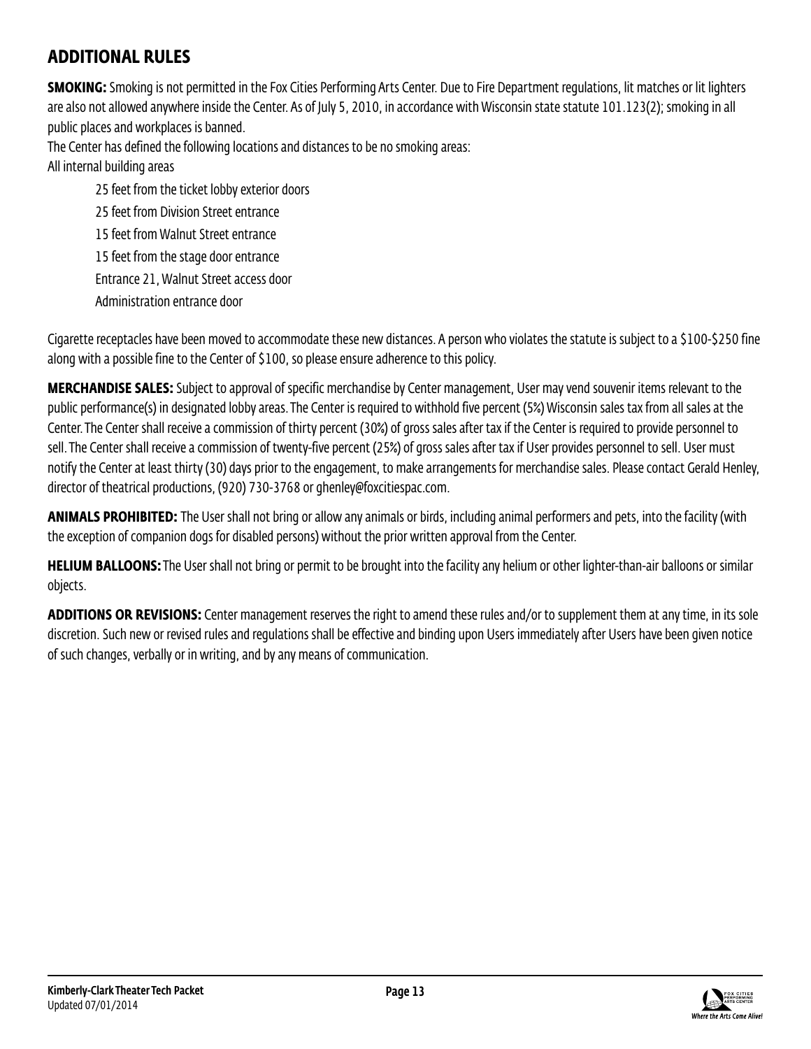## ADDITIONAL RULES

**SMOKING:** Smoking is not permitted in the Fox Cities Performing Arts Center. Due to Fire Department regulations, lit matches or lit lighters are also not allowed anywhere inside the Center. As of July 5, 2010, in accordance with Wisconsin state statute 101.123(2); smoking in all public places and workplaces is banned.

The Center has defined the following locations and distances to be no smoking areas:

All internal building areas

- 25 feet from the ticket lobby exterior doors
- 25 feet from Division Street entrance
- 15 feet from Walnut Street entrance
- 15 feet from the stage door entrance
- Entrance 21, Walnut Street access door
- Administration entrance door

Cigarette receptacles have been moved to accommodate these new distances. A person who violates the statute is subject to a $100-$250 fine along with a possible fine to the Center of $100, so please ensure adherence to this policy.

**MERCHANDISE SALES:** Subject to approval of specific merchandise by Center management, User may vend souvenir items relevant to the public performance(s) in designated lobby areas. The Center is required to withhold five percent (5%) Wisconsin sales tax from all sales at the Center. The Center shall receive a commission of thirty percent (30%) of gross sales after tax if the Center is required to provide personnel to sell. The Center shall receive a commission of twenty-five percent (25%) of gross sales after tax if User provides personnel to sell. User must notify the Center at least thirty (30) days prior to the engagement, to make arrangements for merchandise sales. Please contact Gerald Henley, director of theatrical productions, (920) 730-3768 or ghenley@foxcitiespac.com.

**ANIMALS PROHIBITED:** The User shall not bring or allow any animals or birds, including animal performers and pets, into the facility (with the exception of companion dogs for disabled persons) without the prior written approval from the Center.

**HELIUM BALLOONS:** The User shall not bring or permit to be brought into the facility any helium or other lighter-than-air balloons or similar objects.

**ADDITIONS OR REVISIONS:** Center management reserves the right to amend these rules and/or to supplement them at any time, in its sole discretion. Such new or revised rules and regulations shall be effective and binding upon Users immediately after Users have been given notice of such changes, verbally or in writing, and by any means of communication.